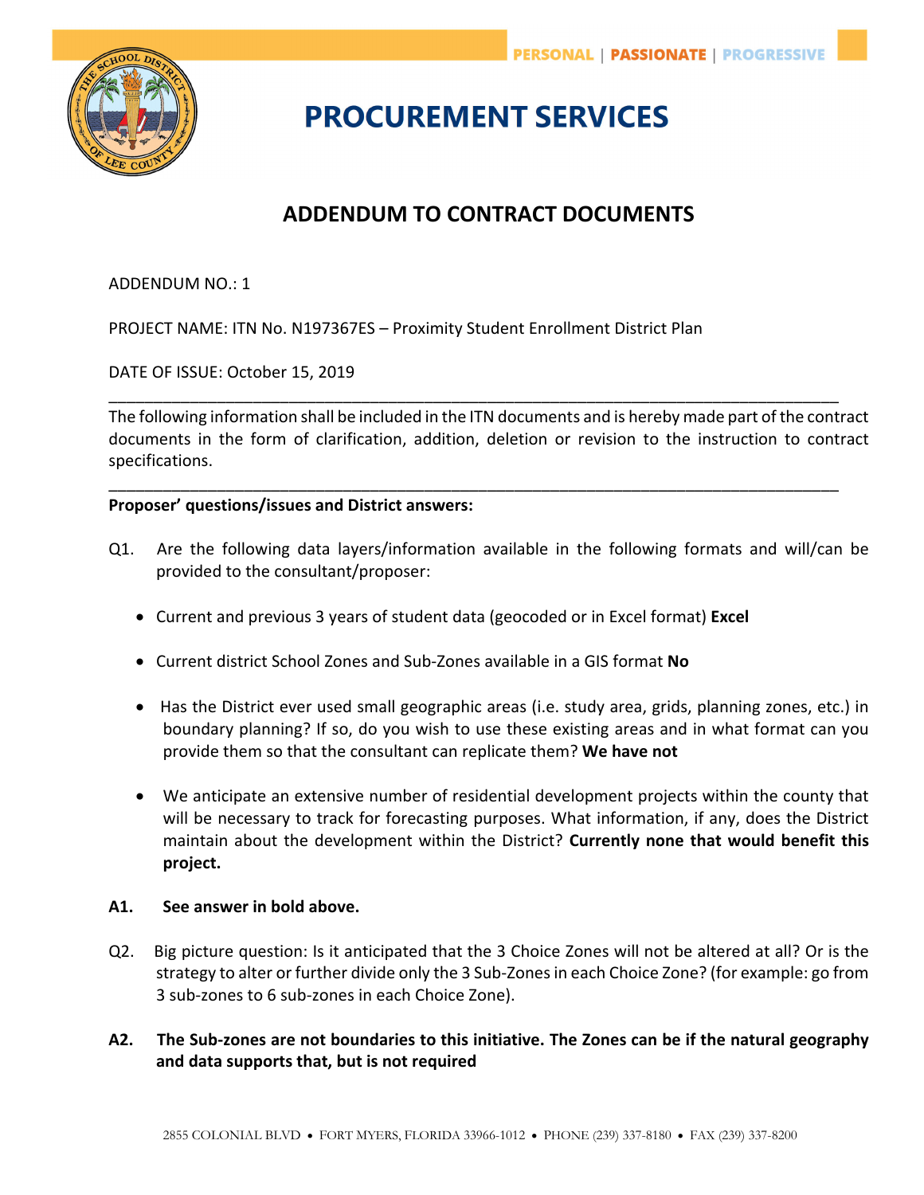PERSONAL | PASSIONATE | PROGRESSIVE

# PROCUREMENT SERVICES

## ADDENDUM TO CONTRACT DOCUMENTS

ADDENDUM NO.: 1

PROJECT NAME: ITN No. N197367ES – Proximity Student Enrollment District Plan

DATE OF ISSUE: October 15, 2019

---

The following information shall be included in the ITN documents and is hereby made part of the contract documents in the form of clarification, addition, deletion or revision to the instruction to contract specifications.

---

**Proposer' questions/issues and District answers:**

Q1. Are the following data layers/information available in the following formats and will/can be provided to the consultant/proposer:

- Current and previous 3 years of student data (geocoded or in Excel format) **Excel**
- Current district School Zones and Sub-Zones available in a GIS format **No**
- Has the District ever used small geographic areas (i.e. study area, grids, planning zones, etc.) in boundary planning? If so, do you wish to use these existing areas and in what format can you provide them so that the consultant can replicate them? **We have not**
- We anticipate an extensive number of residential development projects within the county that will be necessary to track for forecasting purposes. What information, if any, does the District maintain about the development within the District? **Currently none that would benefit this project.**

**A1. See answer in bold above.**

Q2. Big picture question: Is it anticipated that the 3 Choice Zones will not be altered at all? Or is the strategy to alter or further divide only the 3 Sub-Zones in each Choice Zone? (for example: go from 3 sub-zones to 6 sub-zones in each Choice Zone).

**A2. The Sub-zones are not boundaries to this initiative. The Zones can be if the natural geography and data supports that, but is not required**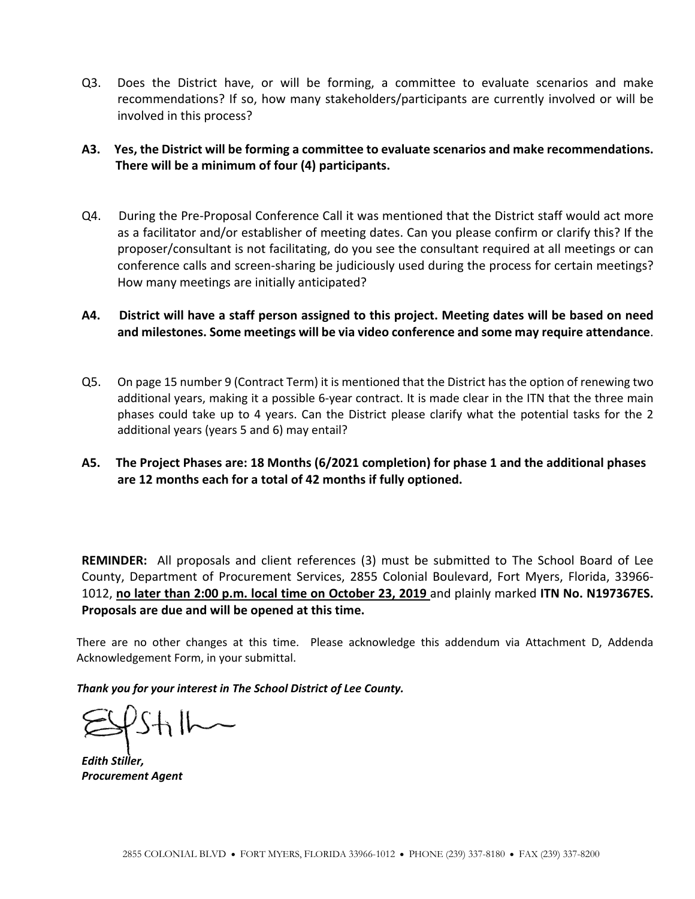Q3. Does the District have, or will be forming, a committee to evaluate scenarios and make recommendations? If so, how many stakeholders/participants are currently involved or will be involved in this process?

**A3. Yes, the District will be forming a committee to evaluate scenarios and make recommendations. There will be a minimum of four (4) participants.**

Q4. During the Pre-Proposal Conference Call it was mentioned that the District staff would act more as a facilitator and/or establisher of meeting dates. Can you please confirm or clarify this? If the proposer/consultant is not facilitating, do you see the consultant required at all meetings or can conference calls and screen-sharing be judiciously used during the process for certain meetings? How many meetings are initially anticipated?

**A4. District will have a staff person assigned to this project. Meeting dates will be based on need and milestones. Some meetings will be via video conference and some may require attendance**.

Q5. On page 15 number 9 (Contract Term) it is mentioned that the District has the option of renewing two additional years, making it a possible 6-year contract. It is made clear in the ITN that the three main phases could take up to 4 years. Can the District please clarify what the potential tasks for the 2 additional years (years 5 and 6) may entail?

**A5. The Project Phases are: 18 Months (6/2021 completion) for phase 1 and the additional phases are 12 months each for a total of 42 months if fully optioned.**

**REMINDER:** All proposals and client references (3) must be submitted to The School Board of Lee County, Department of Procurement Services, 2855 Colonial Boulevard, Fort Myers, Florida, 33966-1012, **no later than 2:00 p.m. local time on October 23, 2019** and plainly marked **ITN No. N197367ES. Proposals are due and will be opened at this time.**

There are no other changes at this time. Please acknowledge this addendum via Attachment D, Addenda Acknowledgement Form, in your submittal.

***Thank you for your interest in The School District of Lee County.***

***Edith Stiller,***
***Procurement Agent***

2855 COLONIAL BLVD • FORT MYERS, FLORIDA 33966-1012 • PHONE (239) 337-8180 • FAX (239) 337-8200